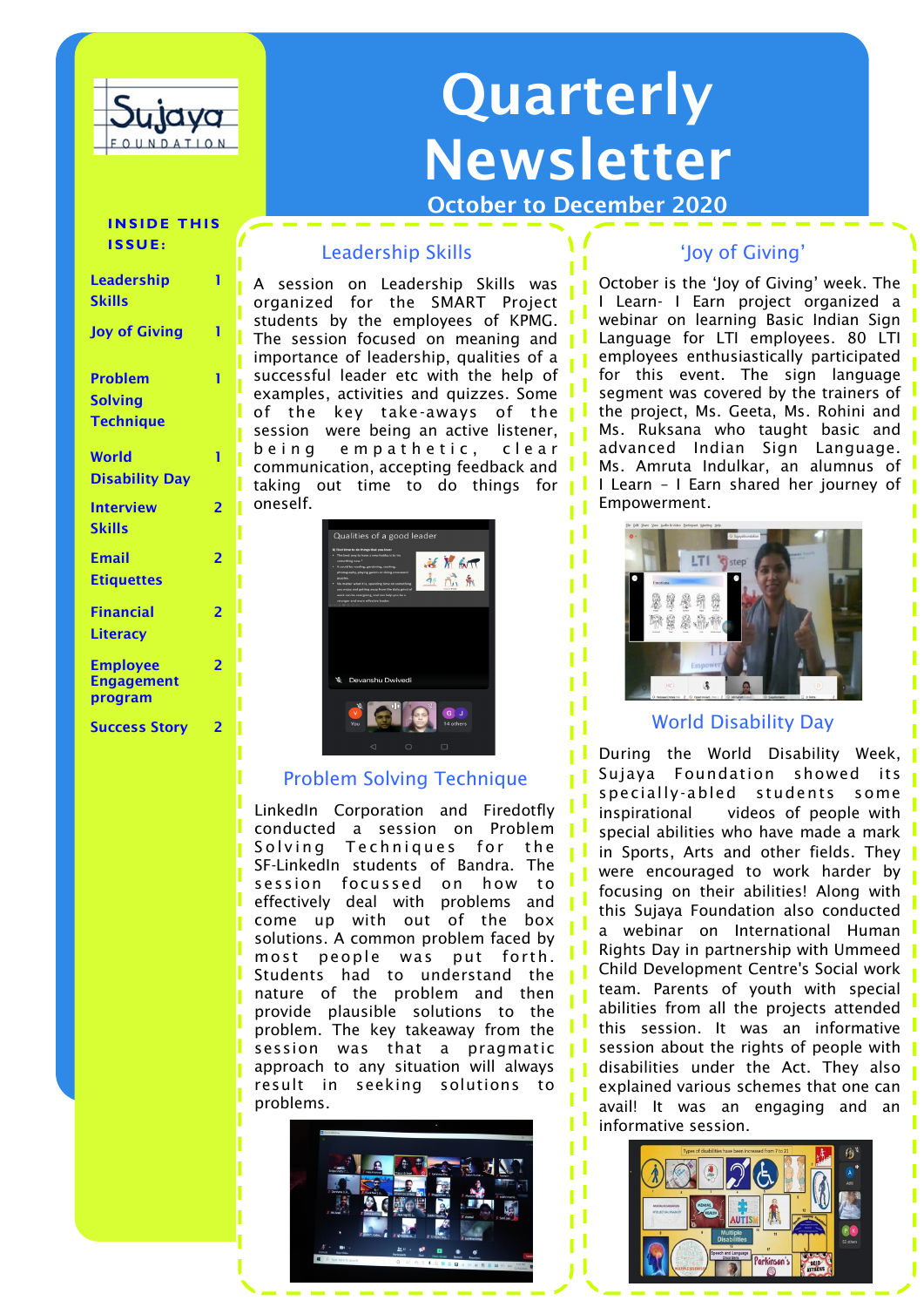Sujaya FOUNDATION

# Quarterly Newsletter

**October to December 2020**

**INSIDE THIS ISSUE:**

| | |
|---|---|
| Leadership Skills | 1 |
| Joy of Giving | 1 |
| Problem Solving Technique | 1 |
| World Disability Day | 1 |
| Interview Skills | 2 |
| Email Etiquettes | 2 |
| Financial Literacy | 2 |
| Employee Engagement program | 2 |
| Success Story | 2 |

## Leadership Skills

A session on Leadership Skills was organized for the SMART Project students by the employees of KPMG. The session focused on meaning and importance of leadership, qualities of a successful leader etc with the help of examples, activities and quizzes. Some of the key take-aways of the session were being an active listener, being empathetic, clear communication, accepting feedback and taking out time to do things for oneself.

## Problem Solving Technique

LinkedIn Corporation and Firedotfly conducted a session on Problem Solving Techniques for the SF-LinkedIn students of Bandra. The session focussed on how to effectively deal with problems and come up with out of the box solutions. A common problem faced by most people was put forth. Students had to understand the nature of the problem and then provide plausible solutions to the problem. The key takeaway from the session was that a pragmatic approach to any situation will always result in seeking solutions to problems.

## 'Joy of Giving'

October is the 'Joy of Giving' week. The I Learn- I Earn project organized a webinar on learning Basic Indian Sign Language for LTI employees. 80 LTI employees enthusiastically participated for this event. The sign language segment was covered by the trainers of the project, Ms. Geeta, Ms. Rohini and Ms. Ruksana who taught basic and advanced Indian Sign Language. Ms. Amruta Indulkar, an alumnus of I Learn – I Earn shared her journey of Empowerment.

## World Disability Day

During the World Disability Week, Sujaya Foundation showed its specially-abled students some inspirational videos of people with special abilities who have made a mark in Sports, Arts and other fields. They were encouraged to work harder by focusing on their abilities! Along with this Sujaya Foundation also conducted a webinar on International Human Rights Day in partnership with Ummeed Child Development Centre's Social work team. Parents of youth with special abilities from all the projects attended this session. It was an informative session about the rights of people with disabilities under the Act. They also explained various schemes that one can avail! It was an engaging and an informative session.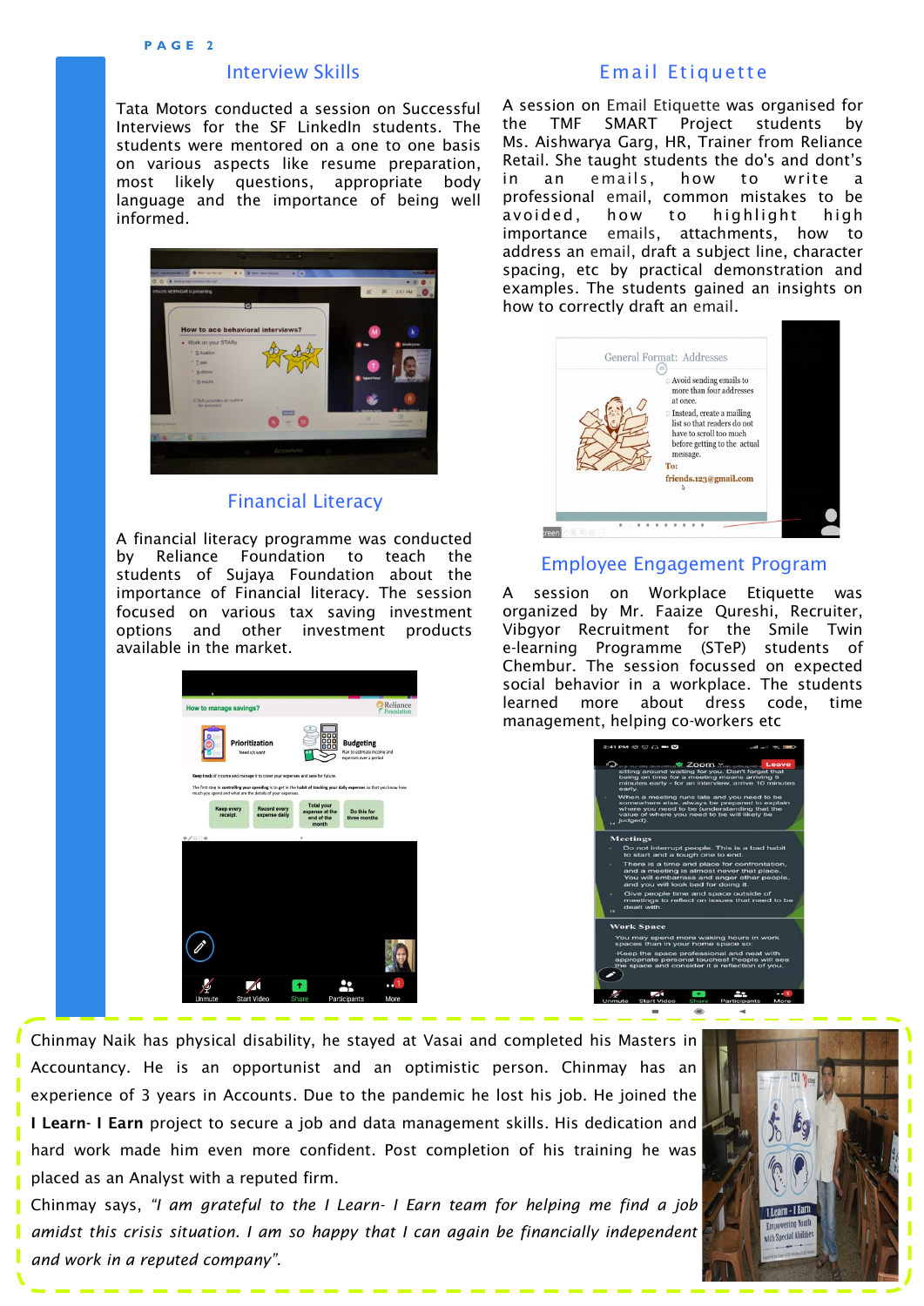## Interview Skills

Tata Motors conducted a session on Successful Interviews for the SF LinkedIn students. The students were mentored on a one to one basis on various aspects like resume preparation, most likely questions, appropriate body language and the importance of being well informed.

## Financial Literacy

A financial literacy programme was conducted by Reliance Foundation to teach the students of Sujaya Foundation about the importance of Financial literacy. The session focused on various tax saving investment options and other investment products available in the market.

## Email Etiquette

A session on Email Etiquette was organised for the TMF SMART Project students by Ms. Aishwarya Garg, HR, Trainer from Reliance Retail. She taught students the do's and dont's in an emails, how to write a professional email, common mistakes to be avoided, how to highlight high importance emails, attachments, how to address an email, draft a subject line, character spacing, etc by practical demonstration and examples. The students gained an insights on how to correctly draft an email.

## Employee Engagement Program

A session on Workplace Etiquette was organized by Mr. Faaize Qureshi, Recruiter, Vibgyor Recruitment for the Smile Twin e-learning Programme (STeP) students of Chembur. The session focussed on expected social behavior in a workplace. The students learned more about dress code, time management, helping co-workers etc

Chinmay Naik has physical disability, he stayed at Vasai and completed his Masters in Accountancy. He is an opportunist and an optimistic person. Chinmay has an experience of 3 years in Accounts. Due to the pandemic he lost his job. He joined the **I Learn- I Earn** project to secure a job and data management skills. His dedication and hard work made him even more confident. Post completion of his training he was placed as an Analyst with a reputed firm.

Chinmay says, *"I am grateful to the I Learn- I Earn team for helping me find a job amidst this crisis situation. I am so happy that I can again be financially independent and work in a reputed company".*